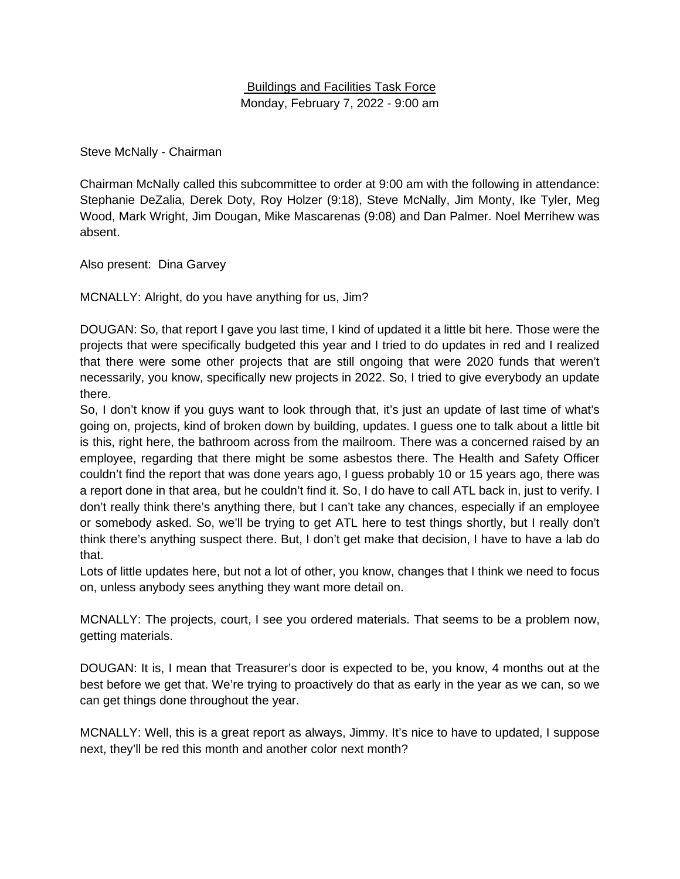Buildings and Facilities Task Force

Monday, February 7, 2022 - 9:00 am

Steve McNally - Chairman

Chairman McNally called this subcommittee to order at 9:00 am with the following in attendance: Stephanie DeZalia, Derek Doty, Roy Holzer (9:18), Steve McNally, Jim Monty, Ike Tyler, Meg Wood, Mark Wright, Jim Dougan, Mike Mascarenas (9:08) and Dan Palmer. Noel Merrihew was absent.

Also present: Dina Garvey

MCNALLY: Alright, do you have anything for us, Jim?

DOUGAN: So, that report I gave you last time, I kind of updated it a little bit here. Those were the projects that were specifically budgeted this year and I tried to do updates in red and I realized that there were some other projects that are still ongoing that were 2020 funds that weren't necessarily, you know, specifically new projects in 2022. So, I tried to give everybody an update there.

So, I don't know if you guys want to look through that, it's just an update of last time of what's going on, projects, kind of broken down by building, updates. I guess one to talk about a little bit is this, right here, the bathroom across from the mailroom. There was a concerned raised by an employee, regarding that there might be some asbestos there. The Health and Safety Officer couldn't find the report that was done years ago, I guess probably 10 or 15 years ago, there was a report done in that area, but he couldn't find it. So, I do have to call ATL back in, just to verify. I don't really think there's anything there, but I can't take any chances, especially if an employee or somebody asked. So, we'll be trying to get ATL here to test things shortly, but I really don't think there's anything suspect there. But, I don't get make that decision, I have to have a lab do that.

Lots of little updates here, but not a lot of other, you know, changes that I think we need to focus on, unless anybody sees anything they want more detail on.

MCNALLY: The projects, court, I see you ordered materials. That seems to be a problem now, getting materials.

DOUGAN: It is, I mean that Treasurer's door is expected to be, you know, 4 months out at the best before we get that. We're trying to proactively do that as early in the year as we can, so we can get things done throughout the year.

MCNALLY: Well, this is a great report as always, Jimmy. It's nice to have to updated, I suppose next, they'll be red this month and another color next month?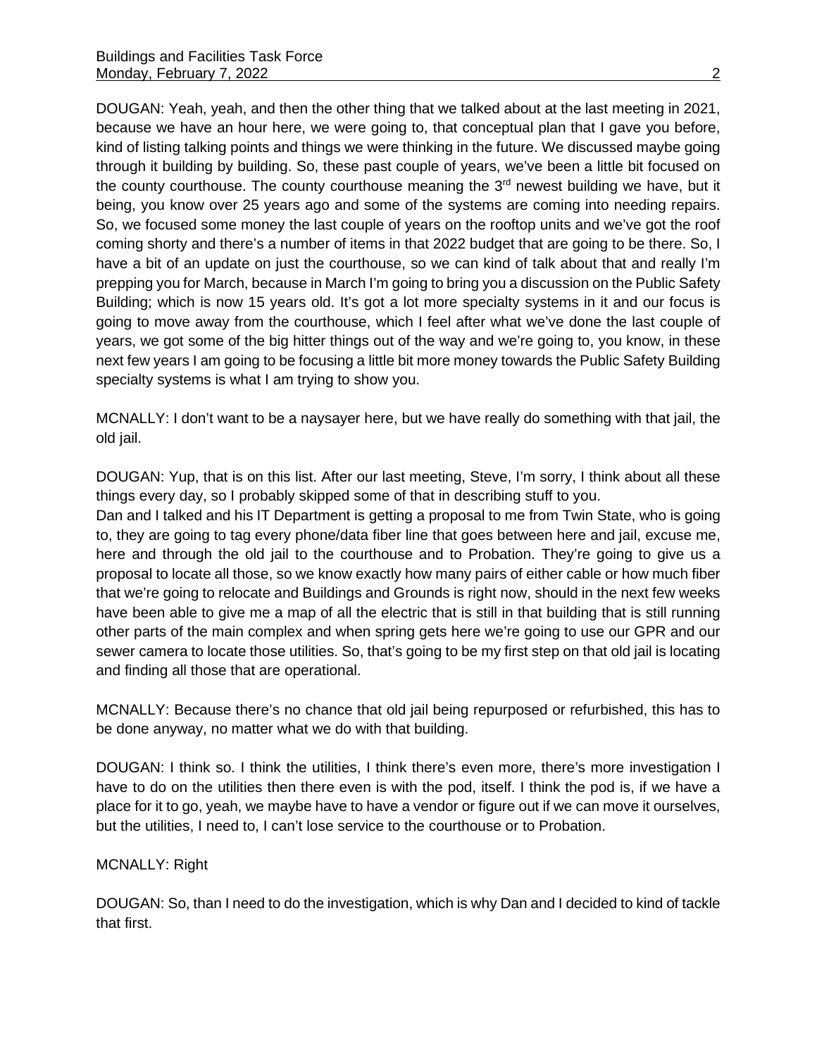DOUGAN: Yeah, yeah, and then the other thing that we talked about at the last meeting in 2021, because we have an hour here, we were going to, that conceptual plan that I gave you before, kind of listing talking points and things we were thinking in the future. We discussed maybe going through it building by building. So, these past couple of years, we've been a little bit focused on the county courthouse. The county courthouse meaning the 3rd newest building we have, but it being, you know over 25 years ago and some of the systems are coming into needing repairs. So, we focused some money the last couple of years on the rooftop units and we've got the roof coming shorty and there's a number of items in that 2022 budget that are going to be there. So, I have a bit of an update on just the courthouse, so we can kind of talk about that and really I'm prepping you for March, because in March I'm going to bring you a discussion on the Public Safety Building; which is now 15 years old. It's got a lot more specialty systems in it and our focus is going to move away from the courthouse, which I feel after what we've done the last couple of years, we got some of the big hitter things out of the way and we're going to, you know, in these next few years I am going to be focusing a little bit more money towards the Public Safety Building specialty systems is what I am trying to show you.

MCNALLY: I don't want to be a naysayer here, but we have really do something with that jail, the old jail.

DOUGAN: Yup, that is on this list. After our last meeting, Steve, I'm sorry, I think about all these things every day, so I probably skipped some of that in describing stuff to you.
Dan and I talked and his IT Department is getting a proposal to me from Twin State, who is going to, they are going to tag every phone/data fiber line that goes between here and jail, excuse me, here and through the old jail to the courthouse and to Probation. They're going to give us a proposal to locate all those, so we know exactly how many pairs of either cable or how much fiber that we're going to relocate and Buildings and Grounds is right now, should in the next few weeks have been able to give me a map of all the electric that is still in that building that is still running other parts of the main complex and when spring gets here we're going to use our GPR and our sewer camera to locate those utilities. So, that's going to be my first step on that old jail is locating and finding all those that are operational.

MCNALLY: Because there's no chance that old jail being repurposed or refurbished, this has to be done anyway, no matter what we do with that building.

DOUGAN: I think so. I think the utilities, I think there's even more, there's more investigation I have to do on the utilities then there even is with the pod, itself. I think the pod is, if we have a place for it to go, yeah, we maybe have to have a vendor or figure out if we can move it ourselves, but the utilities, I need to, I can't lose service to the courthouse or to Probation.

MCNALLY: Right

DOUGAN: So, than I need to do the investigation, which is why Dan and I decided to kind of tackle that first.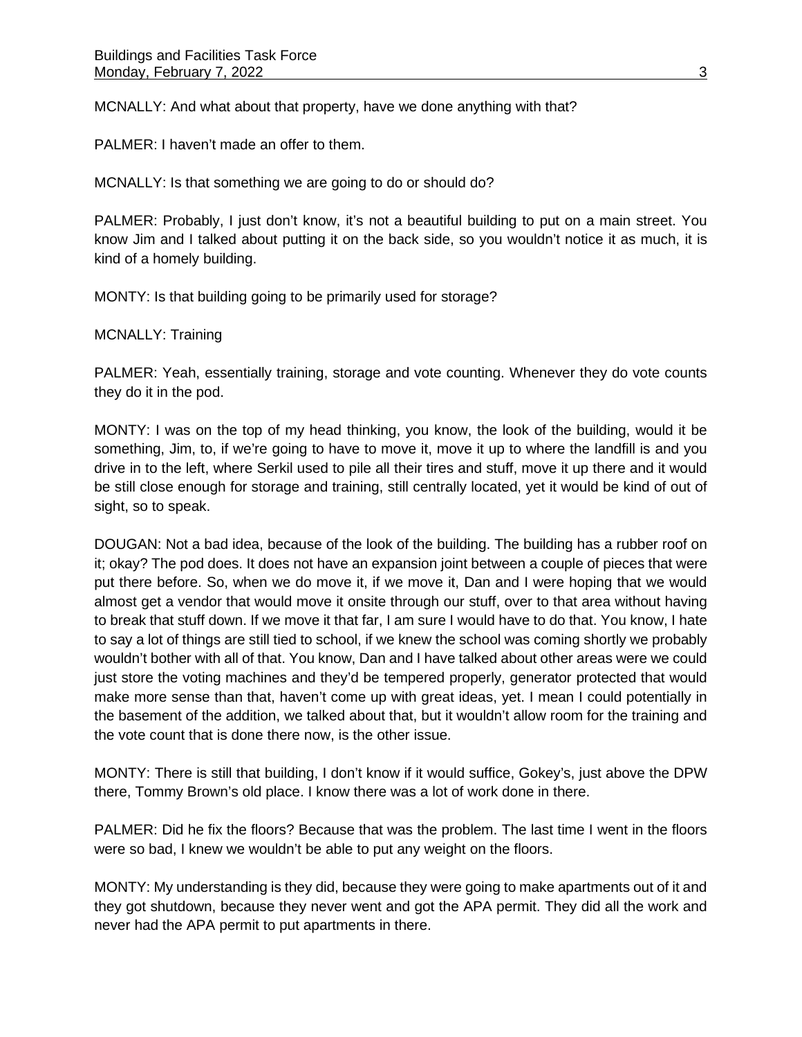MCNALLY: And what about that property, have we done anything with that?

PALMER: I haven't made an offer to them.

MCNALLY: Is that something we are going to do or should do?

PALMER: Probably, I just don't know, it's not a beautiful building to put on a main street. You know Jim and I talked about putting it on the back side, so you wouldn't notice it as much, it is kind of a homely building.

MONTY: Is that building going to be primarily used for storage?

MCNALLY: Training

PALMER: Yeah, essentially training, storage and vote counting. Whenever they do vote counts they do it in the pod.

MONTY: I was on the top of my head thinking, you know, the look of the building, would it be something, Jim, to, if we're going to have to move it, move it up to where the landfill is and you drive in to the left, where Serkil used to pile all their tires and stuff, move it up there and it would be still close enough for storage and training, still centrally located, yet it would be kind of out of sight, so to speak.

DOUGAN: Not a bad idea, because of the look of the building. The building has a rubber roof on it; okay? The pod does. It does not have an expansion joint between a couple of pieces that were put there before. So, when we do move it, if we move it, Dan and I were hoping that we would almost get a vendor that would move it onsite through our stuff, over to that area without having to break that stuff down. If we move it that far, I am sure I would have to do that. You know, I hate to say a lot of things are still tied to school, if we knew the school was coming shortly we probably wouldn't bother with all of that. You know, Dan and I have talked about other areas were we could just store the voting machines and they'd be tempered properly, generator protected that would make more sense than that, haven't come up with great ideas, yet. I mean I could potentially in the basement of the addition, we talked about that, but it wouldn't allow room for the training and the vote count that is done there now, is the other issue.

MONTY: There is still that building, I don't know if it would suffice, Gokey's, just above the DPW there, Tommy Brown's old place. I know there was a lot of work done in there.

PALMER: Did he fix the floors? Because that was the problem. The last time I went in the floors were so bad, I knew we wouldn't be able to put any weight on the floors.

MONTY: My understanding is they did, because they were going to make apartments out of it and they got shutdown, because they never went and got the APA permit. They did all the work and never had the APA permit to put apartments in there.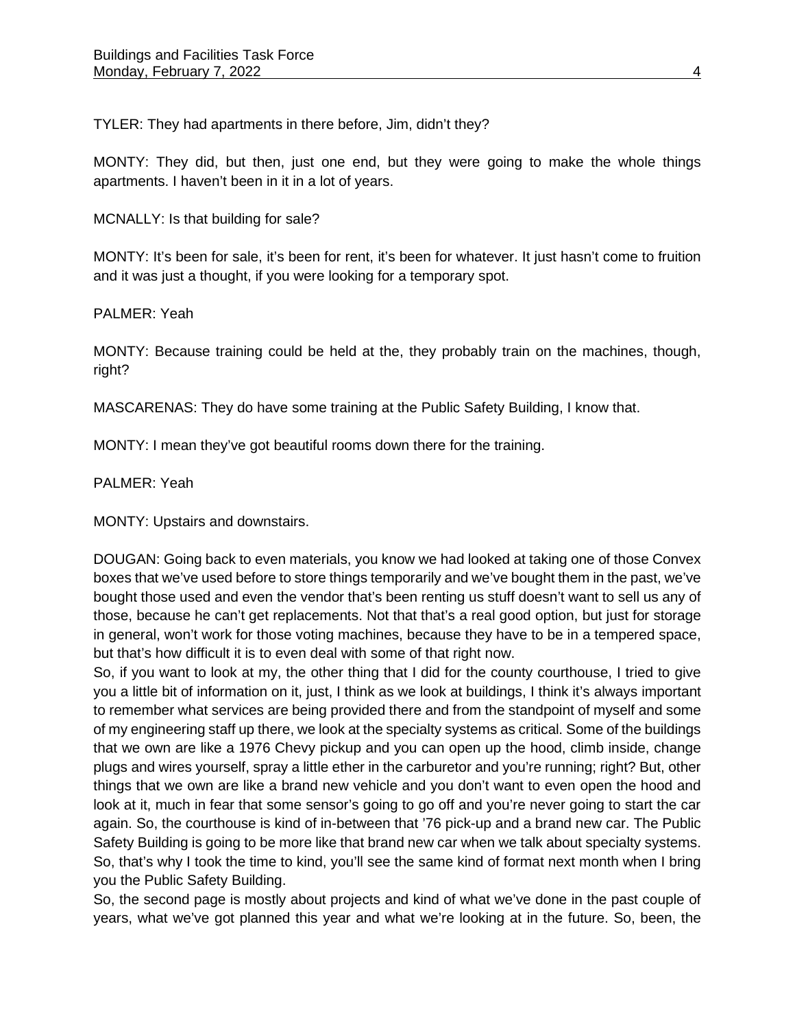TYLER: They had apartments in there before, Jim, didn't they?

MONTY: They did, but then, just one end, but they were going to make the whole things apartments. I haven't been in it in a lot of years.

MCNALLY: Is that building for sale?

MONTY: It's been for sale, it's been for rent, it's been for whatever. It just hasn't come to fruition and it was just a thought, if you were looking for a temporary spot.

PALMER: Yeah

MONTY: Because training could be held at the, they probably train on the machines, though, right?

MASCARENAS: They do have some training at the Public Safety Building, I know that.

MONTY: I mean they've got beautiful rooms down there for the training.

PALMER: Yeah

MONTY: Upstairs and downstairs.

DOUGAN: Going back to even materials, you know we had looked at taking one of those Convex boxes that we've used before to store things temporarily and we've bought them in the past, we've bought those used and even the vendor that's been renting us stuff doesn't want to sell us any of those, because he can't get replacements. Not that that's a real good option, but just for storage in general, won't work for those voting machines, because they have to be in a tempered space, but that's how difficult it is to even deal with some of that right now.
So, if you want to look at my, the other thing that I did for the county courthouse, I tried to give you a little bit of information on it, just, I think as we look at buildings, I think it's always important to remember what services are being provided there and from the standpoint of myself and some of my engineering staff up there, we look at the specialty systems as critical. Some of the buildings that we own are like a 1976 Chevy pickup and you can open up the hood, climb inside, change plugs and wires yourself, spray a little ether in the carburetor and you're running; right? But, other things that we own are like a brand new vehicle and you don't want to even open the hood and look at it, much in fear that some sensor's going to go off and you're never going to start the car again. So, the courthouse is kind of in-between that '76 pick-up and a brand new car. The Public Safety Building is going to be more like that brand new car when we talk about specialty systems. So, that's why I took the time to kind, you'll see the same kind of format next month when I bring you the Public Safety Building.
So, the second page is mostly about projects and kind of what we've done in the past couple of years, what we've got planned this year and what we're looking at in the future. So, been, the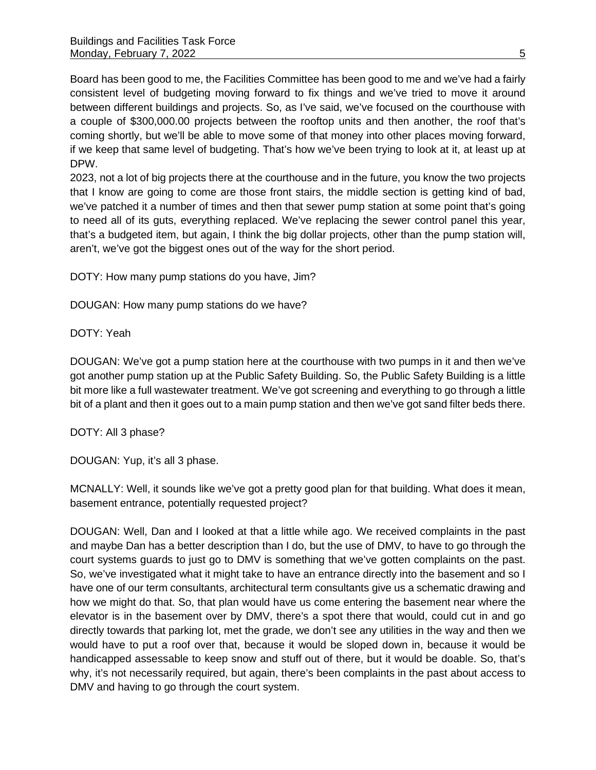Board has been good to me, the Facilities Committee has been good to me and we've had a fairly consistent level of budgeting moving forward to fix things and we've tried to move it around between different buildings and projects. So, as I've said, we've focused on the courthouse with a couple of $300,000.00 projects between the rooftop units and then another, the roof that's coming shortly, but we'll be able to move some of that money into other places moving forward, if we keep that same level of budgeting. That's how we've been trying to look at it, at least up at DPW.
2023, not a lot of big projects there at the courthouse and in the future, you know the two projects that I know are going to come are those front stairs, the middle section is getting kind of bad, we've patched it a number of times and then that sewer pump station at some point that's going to need all of its guts, everything replaced. We've replacing the sewer control panel this year, that's a budgeted item, but again, I think the big dollar projects, other than the pump station will, aren't, we've got the biggest ones out of the way for the short period.

DOTY: How many pump stations do you have, Jim?

DOUGAN: How many pump stations do we have?

DOTY: Yeah

DOUGAN: We've got a pump station here at the courthouse with two pumps in it and then we've got another pump station up at the Public Safety Building. So, the Public Safety Building is a little bit more like a full wastewater treatment. We've got screening and everything to go through a little bit of a plant and then it goes out to a main pump station and then we've got sand filter beds there.

DOTY: All 3 phase?

DOUGAN: Yup, it's all 3 phase.

MCNALLY: Well, it sounds like we've got a pretty good plan for that building. What does it mean, basement entrance, potentially requested project?

DOUGAN: Well, Dan and I looked at that a little while ago. We received complaints in the past and maybe Dan has a better description than I do, but the use of DMV, to have to go through the court systems guards to just go to DMV is something that we've gotten complaints on the past. So, we've investigated what it might take to have an entrance directly into the basement and so I have one of our term consultants, architectural term consultants give us a schematic drawing and how we might do that. So, that plan would have us come entering the basement near where the elevator is in the basement over by DMV, there's a spot there that would, could cut in and go directly towards that parking lot, met the grade, we don't see any utilities in the way and then we would have to put a roof over that, because it would be sloped down in, because it would be handicapped assessable to keep snow and stuff out of there, but it would be doable. So, that's why, it's not necessarily required, but again, there's been complaints in the past about access to DMV and having to go through the court system.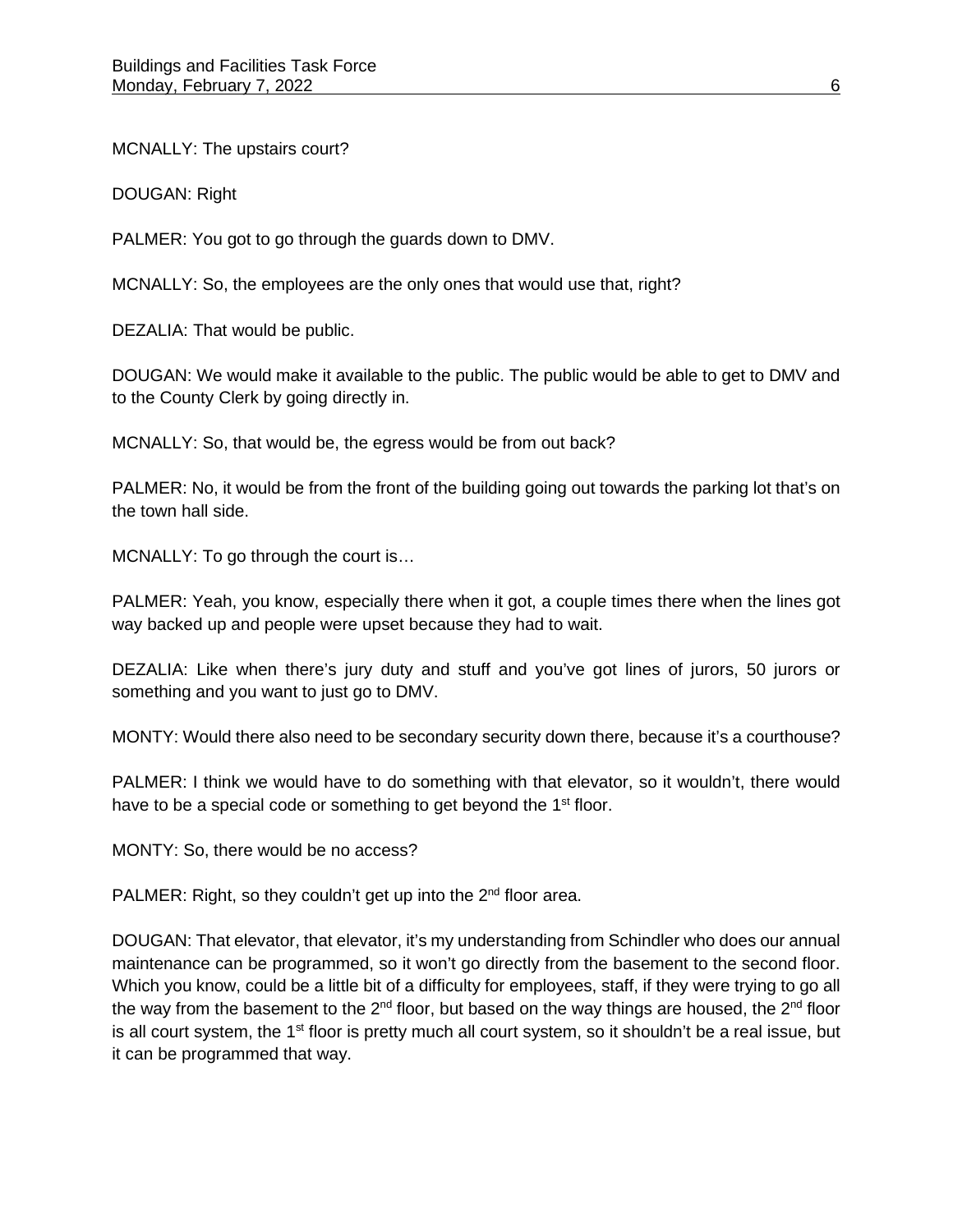MCNALLY: The upstairs court?

DOUGAN: Right

PALMER: You got to go through the guards down to DMV.

MCNALLY: So, the employees are the only ones that would use that, right?

DEZALIA: That would be public.

DOUGAN: We would make it available to the public. The public would be able to get to DMV and to the County Clerk by going directly in.

MCNALLY: So, that would be, the egress would be from out back?

PALMER: No, it would be from the front of the building going out towards the parking lot that's on the town hall side.

MCNALLY: To go through the court is…

PALMER: Yeah, you know, especially there when it got, a couple times there when the lines got way backed up and people were upset because they had to wait.

DEZALIA: Like when there's jury duty and stuff and you've got lines of jurors, 50 jurors or something and you want to just go to DMV.

MONTY: Would there also need to be secondary security down there, because it's a courthouse?

PALMER: I think we would have to do something with that elevator, so it wouldn't, there would have to be a special code or something to get beyond the 1st floor.

MONTY: So, there would be no access?

PALMER: Right, so they couldn't get up into the 2nd floor area.

DOUGAN: That elevator, that elevator, it's my understanding from Schindler who does our annual maintenance can be programmed, so it won't go directly from the basement to the second floor. Which you know, could be a little bit of a difficulty for employees, staff, if they were trying to go all the way from the basement to the 2nd floor, but based on the way things are housed, the 2nd floor is all court system, the 1st floor is pretty much all court system, so it shouldn't be a real issue, but it can be programmed that way.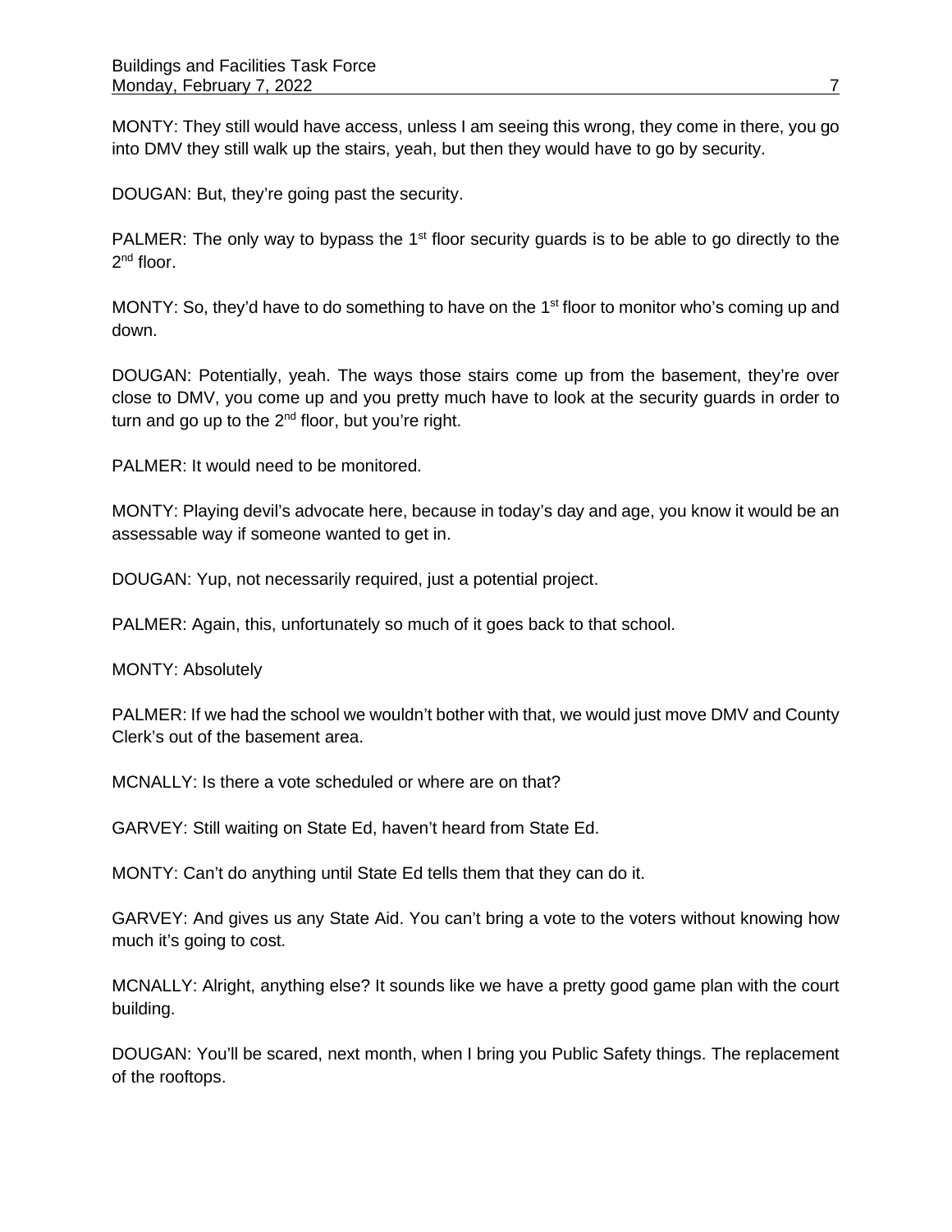MONTY: They still would have access, unless I am seeing this wrong, they come in there, you go into DMV they still walk up the stairs, yeah, but then they would have to go by security.

DOUGAN: But, they're going past the security.

PALMER: The only way to bypass the 1st floor security guards is to be able to go directly to the 2nd floor.

MONTY: So, they'd have to do something to have on the 1st floor to monitor who's coming up and down.

DOUGAN: Potentially, yeah. The ways those stairs come up from the basement, they're over close to DMV, you come up and you pretty much have to look at the security guards in order to turn and go up to the 2nd floor, but you're right.

PALMER: It would need to be monitored.

MONTY: Playing devil's advocate here, because in today's day and age, you know it would be an assessable way if someone wanted to get in.

DOUGAN: Yup, not necessarily required, just a potential project.

PALMER: Again, this, unfortunately so much of it goes back to that school.

MONTY: Absolutely

PALMER: If we had the school we wouldn't bother with that, we would just move DMV and County Clerk's out of the basement area.

MCNALLY: Is there a vote scheduled or where are on that?

GARVEY: Still waiting on State Ed, haven't heard from State Ed.

MONTY: Can't do anything until State Ed tells them that they can do it.

GARVEY: And gives us any State Aid. You can't bring a vote to the voters without knowing how much it's going to cost.

MCNALLY: Alright, anything else? It sounds like we have a pretty good game plan with the court building.

DOUGAN: You'll be scared, next month, when I bring you Public Safety things. The replacement of the rooftops.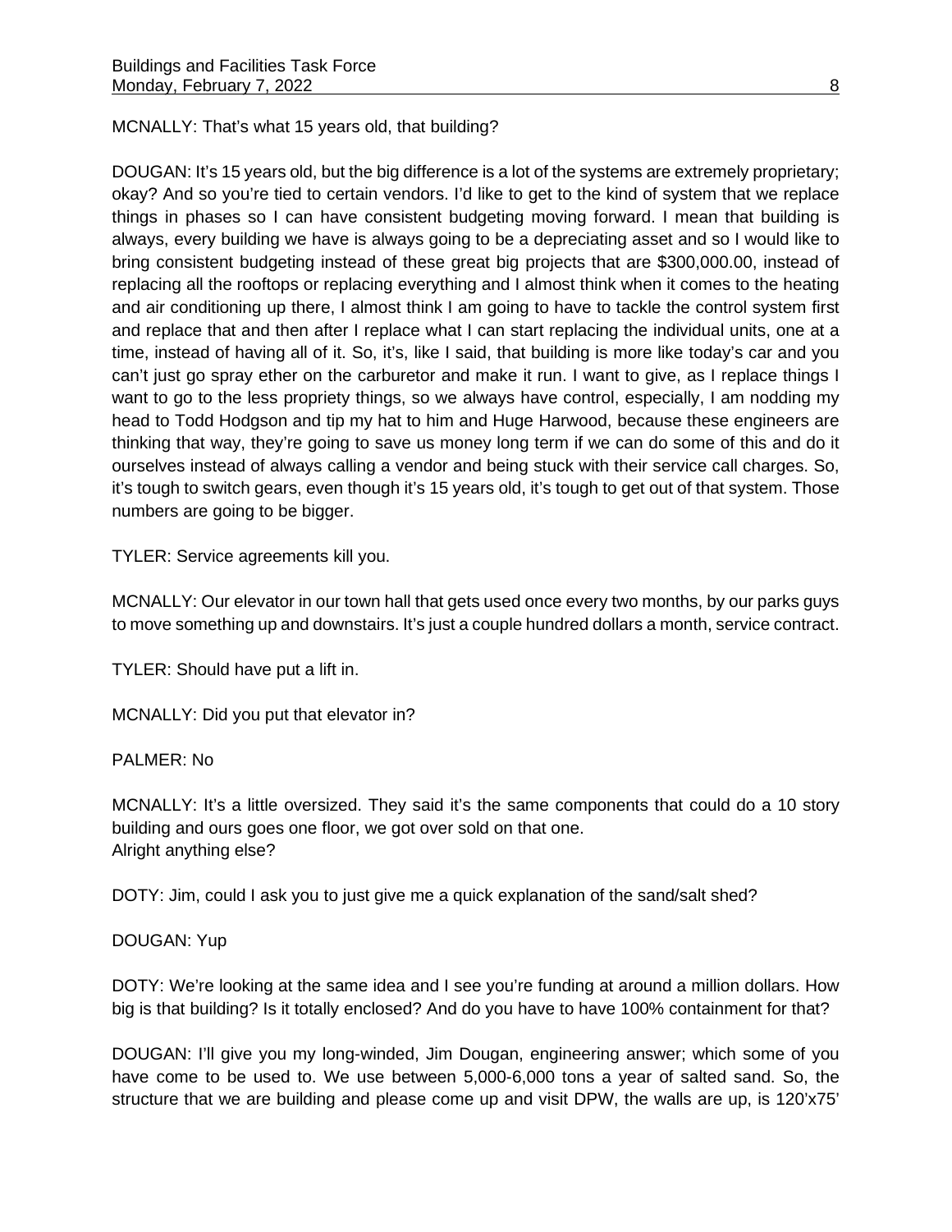MCNALLY: That's what 15 years old, that building?

DOUGAN: It's 15 years old, but the big difference is a lot of the systems are extremely proprietary; okay? And so you're tied to certain vendors. I'd like to get to the kind of system that we replace things in phases so I can have consistent budgeting moving forward. I mean that building is always, every building we have is always going to be a depreciating asset and so I would like to bring consistent budgeting instead of these great big projects that are $300,000.00, instead of replacing all the rooftops or replacing everything and I almost think when it comes to the heating and air conditioning up there, I almost think I am going to have to tackle the control system first and replace that and then after I replace what I can start replacing the individual units, one at a time, instead of having all of it. So, it's, like I said, that building is more like today's car and you can't just go spray ether on the carburetor and make it run. I want to give, as I replace things I want to go to the less propriety things, so we always have control, especially, I am nodding my head to Todd Hodgson and tip my hat to him and Huge Harwood, because these engineers are thinking that way, they're going to save us money long term if we can do some of this and do it ourselves instead of always calling a vendor and being stuck with their service call charges. So, it's tough to switch gears, even though it's 15 years old, it's tough to get out of that system. Those numbers are going to be bigger.

TYLER: Service agreements kill you.

MCNALLY: Our elevator in our town hall that gets used once every two months, by our parks guys to move something up and downstairs. It's just a couple hundred dollars a month, service contract.

TYLER: Should have put a lift in.

MCNALLY: Did you put that elevator in?

PALMER: No

MCNALLY: It's a little oversized. They said it's the same components that could do a 10 story building and ours goes one floor, we got over sold on that one.
Alright anything else?

DOTY: Jim, could I ask you to just give me a quick explanation of the sand/salt shed?

DOUGAN: Yup

DOTY: We're looking at the same idea and I see you're funding at around a million dollars. How big is that building? Is it totally enclosed? And do you have to have 100% containment for that?

DOUGAN: I'll give you my long-winded, Jim Dougan, engineering answer; which some of you have come to be used to. We use between 5,000-6,000 tons a year of salted sand. So, the structure that we are building and please come up and visit DPW, the walls are up, is 120'x75'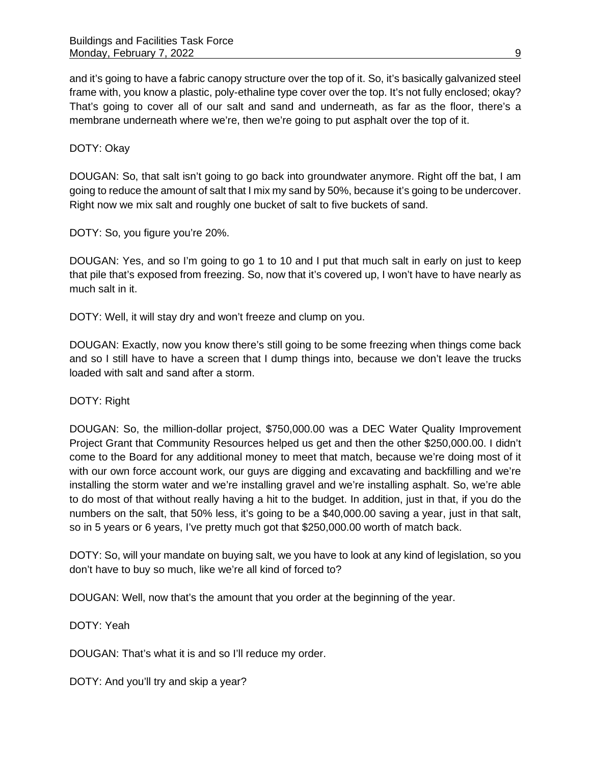and it's going to have a fabric canopy structure over the top of it. So, it's basically galvanized steel frame with, you know a plastic, poly-ethaline type cover over the top. It's not fully enclosed; okay? That's going to cover all of our salt and sand and underneath, as far as the floor, there's a membrane underneath where we're, then we're going to put asphalt over the top of it.

DOTY: Okay

DOUGAN: So, that salt isn't going to go back into groundwater anymore. Right off the bat, I am going to reduce the amount of salt that I mix my sand by 50%, because it's going to be undercover. Right now we mix salt and roughly one bucket of salt to five buckets of sand.

DOTY: So, you figure you're 20%.

DOUGAN: Yes, and so I'm going to go 1 to 10 and I put that much salt in early on just to keep that pile that's exposed from freezing. So, now that it's covered up, I won't have to have nearly as much salt in it.

DOTY: Well, it will stay dry and won't freeze and clump on you.

DOUGAN: Exactly, now you know there's still going to be some freezing when things come back and so I still have to have a screen that I dump things into, because we don't leave the trucks loaded with salt and sand after a storm.

DOTY: Right

DOUGAN: So, the million-dollar project, $750,000.00 was a DEC Water Quality Improvement Project Grant that Community Resources helped us get and then the other $250,000.00. I didn't come to the Board for any additional money to meet that match, because we're doing most of it with our own force account work, our guys are digging and excavating and backfilling and we're installing the storm water and we're installing gravel and we're installing asphalt. So, we're able to do most of that without really having a hit to the budget. In addition, just in that, if you do the numbers on the salt, that 50% less, it's going to be a $40,000.00 saving a year, just in that salt, so in 5 years or 6 years, I've pretty much got that $250,000.00 worth of match back.

DOTY: So, will your mandate on buying salt, we you have to look at any kind of legislation, so you don't have to buy so much, like we're all kind of forced to?

DOUGAN: Well, now that's the amount that you order at the beginning of the year.

DOTY: Yeah

DOUGAN: That's what it is and so I'll reduce my order.

DOTY: And you'll try and skip a year?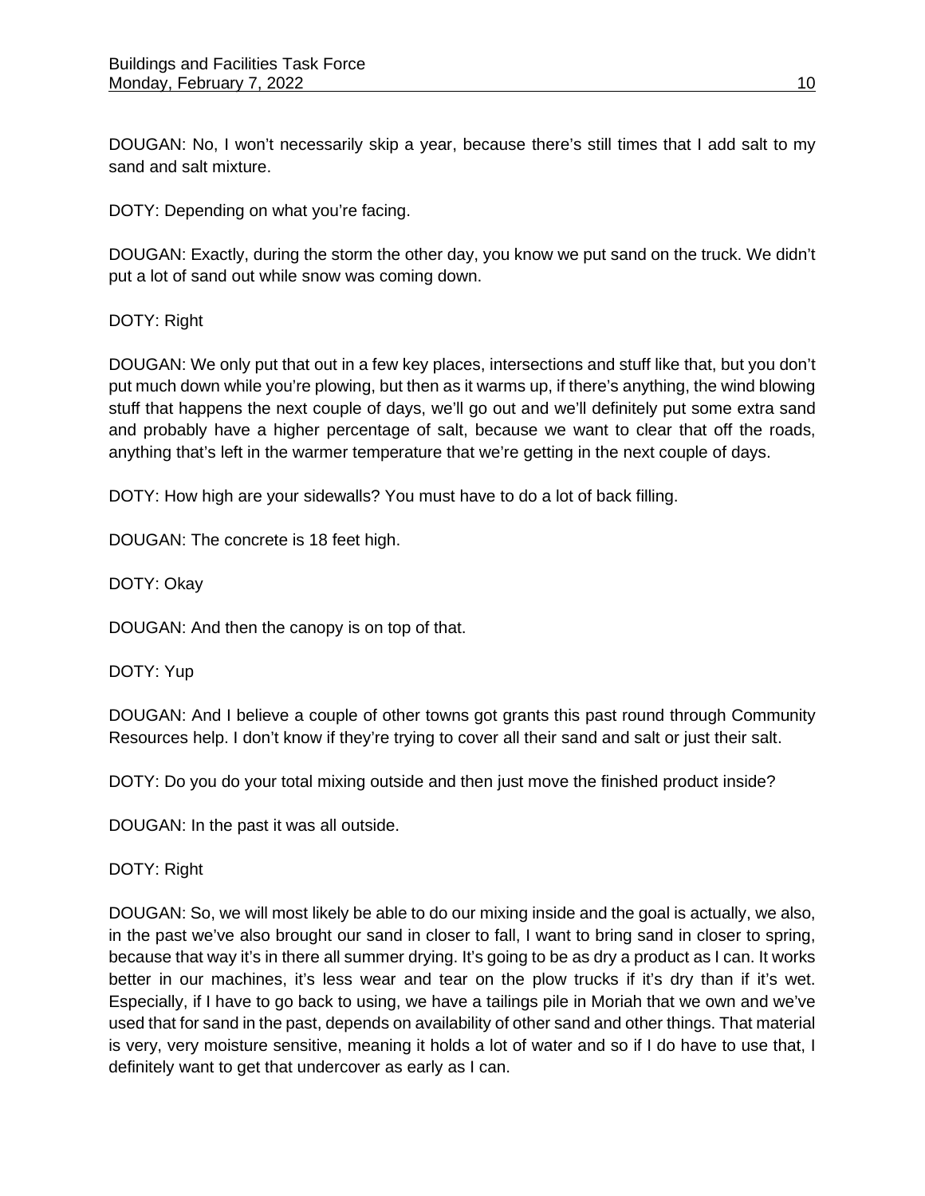DOUGAN: No, I won't necessarily skip a year, because there's still times that I add salt to my sand and salt mixture.

DOTY: Depending on what you're facing.

DOUGAN: Exactly, during the storm the other day, you know we put sand on the truck. We didn't put a lot of sand out while snow was coming down.

DOTY: Right

DOUGAN: We only put that out in a few key places, intersections and stuff like that, but you don't put much down while you're plowing, but then as it warms up, if there's anything, the wind blowing stuff that happens the next couple of days, we'll go out and we'll definitely put some extra sand and probably have a higher percentage of salt, because we want to clear that off the roads, anything that's left in the warmer temperature that we're getting in the next couple of days.

DOTY: How high are your sidewalls? You must have to do a lot of back filling.

DOUGAN: The concrete is 18 feet high.

DOTY: Okay

DOUGAN: And then the canopy is on top of that.

DOTY: Yup

DOUGAN: And I believe a couple of other towns got grants this past round through Community Resources help. I don't know if they're trying to cover all their sand and salt or just their salt.

DOTY: Do you do your total mixing outside and then just move the finished product inside?

DOUGAN: In the past it was all outside.

DOTY: Right

DOUGAN: So, we will most likely be able to do our mixing inside and the goal is actually, we also, in the past we've also brought our sand in closer to fall, I want to bring sand in closer to spring, because that way it's in there all summer drying. It's going to be as dry a product as I can. It works better in our machines, it's less wear and tear on the plow trucks if it's dry than if it's wet. Especially, if I have to go back to using, we have a tailings pile in Moriah that we own and we've used that for sand in the past, depends on availability of other sand and other things. That material is very, very moisture sensitive, meaning it holds a lot of water and so if I do have to use that, I definitely want to get that undercover as early as I can.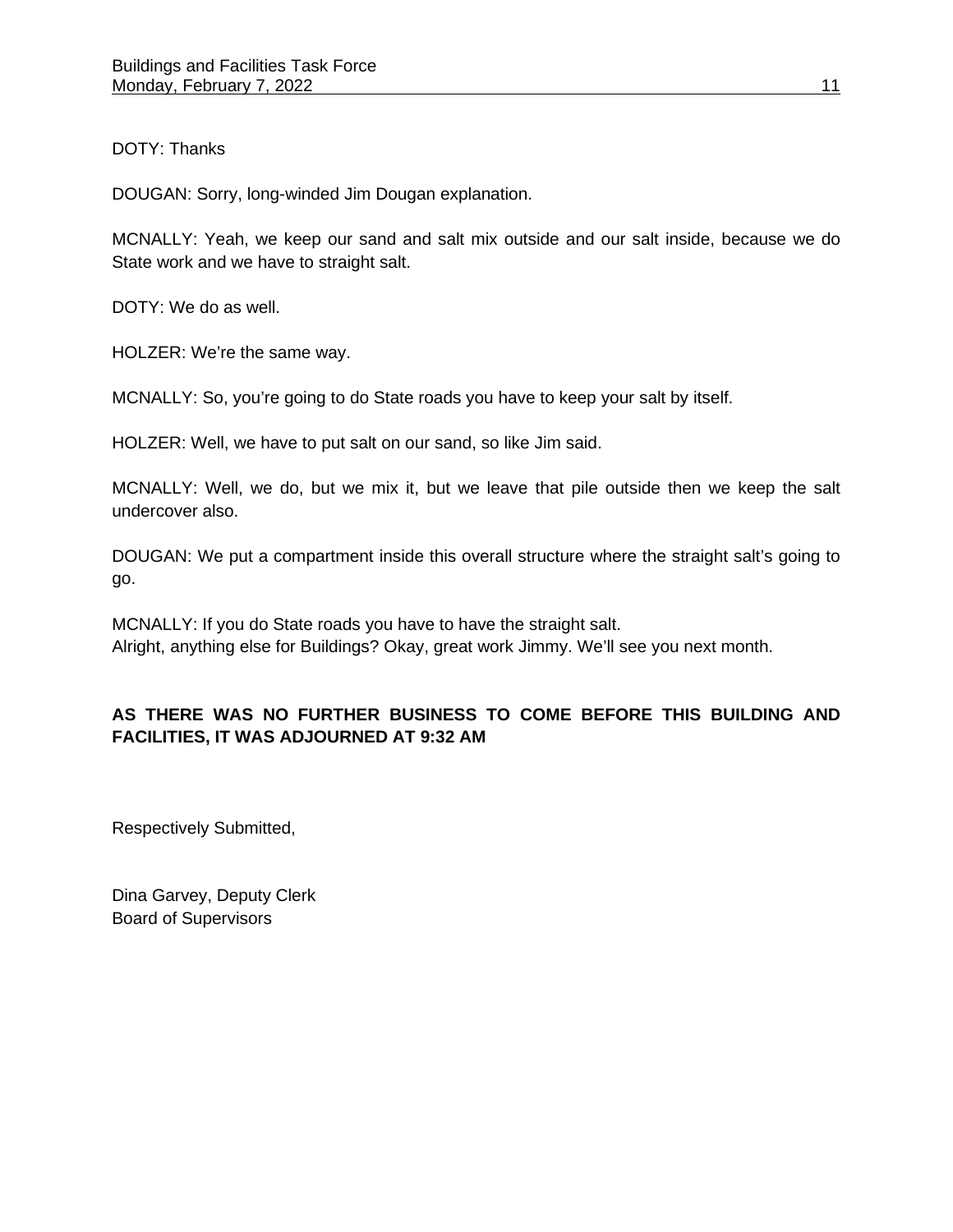DOTY: Thanks

DOUGAN: Sorry, long-winded Jim Dougan explanation.

MCNALLY: Yeah, we keep our sand and salt mix outside and our salt inside, because we do State work and we have to straight salt.

DOTY: We do as well.

HOLZER: We're the same way.

MCNALLY: So, you're going to do State roads you have to keep your salt by itself.

HOLZER: Well, we have to put salt on our sand, so like Jim said.

MCNALLY: Well, we do, but we mix it, but we leave that pile outside then we keep the salt undercover also.

DOUGAN: We put a compartment inside this overall structure where the straight salt's going to go.

MCNALLY: If you do State roads you have to have the straight salt.
Alright, anything else for Buildings? Okay, great work Jimmy. We'll see you next month.

**AS THERE WAS NO FURTHER BUSINESS TO COME BEFORE THIS BUILDING AND FACILITIES, IT WAS ADJOURNED AT 9:32 AM**

Respectively Submitted,

Dina Garvey, Deputy Clerk
Board of Supervisors